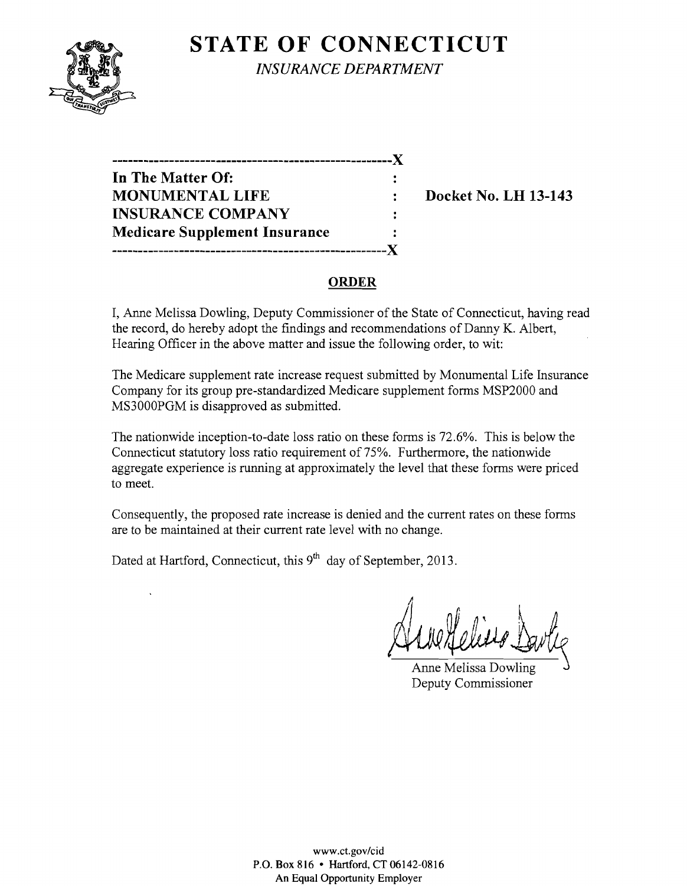# STATE OF CONNECTICUT

*INSURANCE DEPARTMENT*

```
------------------------------------------------------X
In The Matter Of:                                     :
MONUMENTAL LIFE                                       :     Docket No. LH 13-143
INSURANCE COMPANY                                     :
Medicare Supplement Insurance                         :
------------------------------------------------------X
```

**In The Matter Of:**
**MONUMENTAL LIFE INSURANCE COMPANY**
**Medicare Supplement Insurance**

**Docket No. LH 13-143**

## ORDER

I, Anne Melissa Dowling, Deputy Commissioner of the State of Connecticut, having read the record, do hereby adopt the findings and recommendations of Danny K. Albert, Hearing Officer in the above matter and issue the following order, to wit:

The Medicare supplement rate increase request submitted by Monumental Life Insurance Company for its group pre-standardized Medicare supplement forms MSP2000 and MS3000PGM is disapproved as submitted.

The nationwide inception-to-date loss ratio on these forms is 72.6%. This is below the Connecticut statutory loss ratio requirement of 75%. Furthermore, the nationwide aggregate experience is running at approximately the level that these forms were priced to meet.

Consequently, the proposed rate increase is denied and the current rates on these forms are to be maintained at their current rate level with no change.

Dated at Hartford, Connecticut, this 9th day of September, 2013.

Anne Melissa Dowling
Deputy Commissioner

www.ct.gov/cid
P.O. Box 816 • Hartford, CT 06142-0816
An Equal Opportunity Employer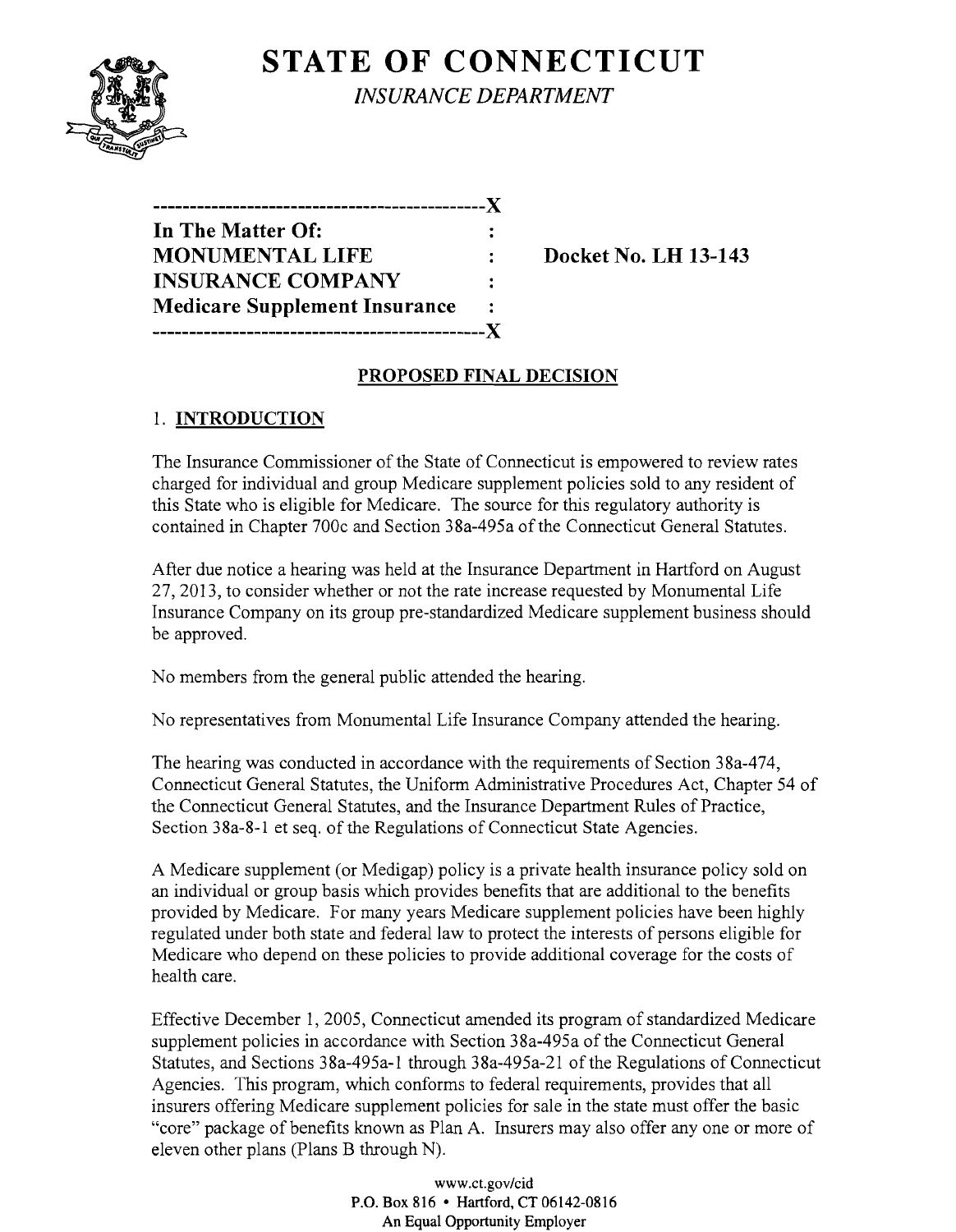# STATE OF CONNECTICUT

*INSURANCE DEPARTMENT*

```
----------------------------------------------X
In The Matter Of:                             :
MONUMENTAL LIFE                               :      Docket No. LH 13-143
INSURANCE COMPANY                             :
Medicare Supplement Insurance                 :
----------------------------------------------X
```

## PROPOSED FINAL DECISION

### 1. INTRODUCTION

The Insurance Commissioner of the State of Connecticut is empowered to review rates charged for individual and group Medicare supplement policies sold to any resident of this State who is eligible for Medicare. The source for this regulatory authority is contained in Chapter 700c and Section 38a-495a of the Connecticut General Statutes.

After due notice a hearing was held at the Insurance Department in Hartford on August 27, 2013, to consider whether or not the rate increase requested by Monumental Life Insurance Company on its group pre-standardized Medicare supplement business should be approved.

No members from the general public attended the hearing.

No representatives from Monumental Life Insurance Company attended the hearing.

The hearing was conducted in accordance with the requirements of Section 38a-474, Connecticut General Statutes, the Uniform Administrative Procedures Act, Chapter 54 of the Connecticut General Statutes, and the Insurance Department Rules of Practice, Section 38a-8-1 et seq. of the Regulations of Connecticut State Agencies.

A Medicare supplement (or Medigap) policy is a private health insurance policy sold on an individual or group basis which provides benefits that are additional to the benefits provided by Medicare. For many years Medicare supplement policies have been highly regulated under both state and federal law to protect the interests of persons eligible for Medicare who depend on these policies to provide additional coverage for the costs of health care.

Effective December 1, 2005, Connecticut amended its program of standardized Medicare supplement policies in accordance with Section 38a-495a of the Connecticut General Statutes, and Sections 38a-495a-1 through 38a-495a-21 of the Regulations of Connecticut Agencies. This program, which conforms to federal requirements, provides that all insurers offering Medicare supplement policies for sale in the state must offer the basic "core" package of benefits known as Plan A. Insurers may also offer any one or more of eleven other plans (Plans B through N).

www.ct.gov/cid
P.O. Box 816 • Hartford, CT 06142-0816
An Equal Opportunity Employer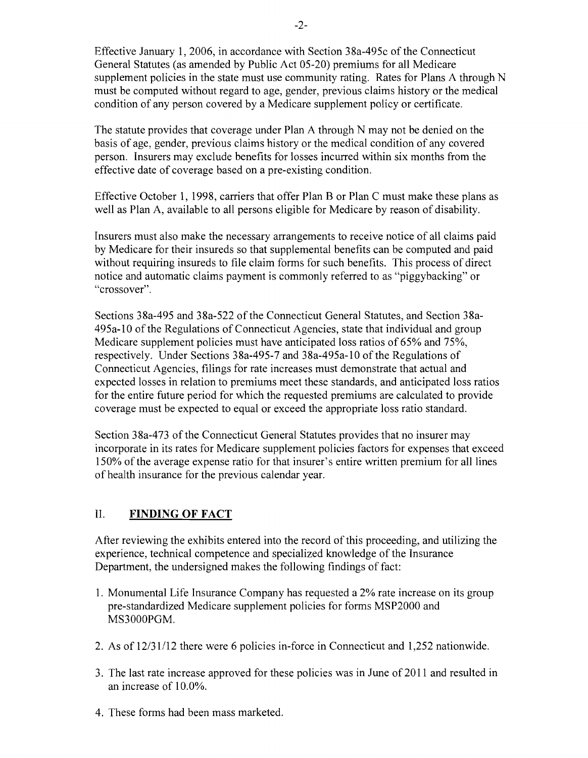Effective January 1, 2006, in accordance with Section 38a-495c of the Connecticut General Statutes (as amended by Public Act 05-20) premiums for all Medicare supplement policies in the state must use community rating. Rates for Plans A through N must be computed without regard to age, gender, previous claims history or the medical condition of any person covered by a Medicare supplement policy or certificate.

The statute provides that coverage under Plan A through N may not be denied on the basis of age, gender, previous claims history or the medical condition of any covered person. Insurers may exclude benefits for losses incurred within six months from the effective date of coverage based on a pre-existing condition.

Effective October 1, 1998, carriers that offer Plan B or Plan C must make these plans as well as Plan A, available to all persons eligible for Medicare by reason of disability.

Insurers must also make the necessary arrangements to receive notice of all claims paid by Medicare for their insureds so that supplemental benefits can be computed and paid without requiring insureds to file claim forms for such benefits. This process of direct notice and automatic claims payment is commonly referred to as "piggybacking" or "crossover".

Sections 38a-495 and 38a-522 of the Connecticut General Statutes, and Section 38a-495a-10 of the Regulations of Connecticut Agencies, state that individual and group Medicare supplement policies must have anticipated loss ratios of 65% and 75%, respectively. Under Sections 38a-495-7 and 38a-495a-10 of the Regulations of Connecticut Agencies, filings for rate increases must demonstrate that actual and expected losses in relation to premiums meet these standards, and anticipated loss ratios for the entire future period for which the requested premiums are calculated to provide coverage must be expected to equal or exceed the appropriate loss ratio standard.

Section 38a-473 of the Connecticut General Statutes provides that no insurer may incorporate in its rates for Medicare supplement policies factors for expenses that exceed 150% of the average expense ratio for that insurer's entire written premium for all lines of health insurance for the previous calendar year.

## II. FINDING OF FACT

After reviewing the exhibits entered into the record of this proceeding, and utilizing the experience, technical competence and specialized knowledge of the Insurance Department, the undersigned makes the following findings of fact:

1. Monumental Life Insurance Company has requested a 2% rate increase on its group pre-standardized Medicare supplement policies for forms MSP2000 and MS3000PGM.
2. As of 12/31/12 there were 6 policies in-force in Connecticut and 1,252 nationwide.
3. The last rate increase approved for these policies was in June of 2011 and resulted in an increase of 10.0%.
4. These forms had been mass marketed.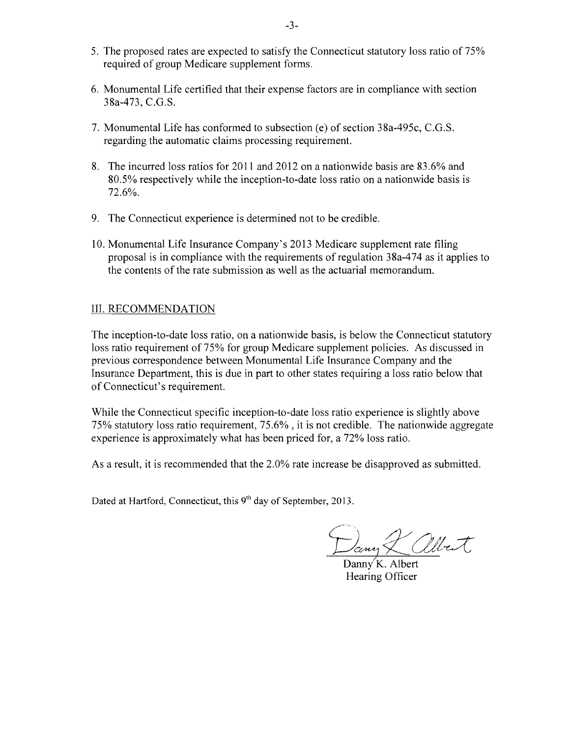5. The proposed rates are expected to satisfy the Connecticut statutory loss ratio of 75% required of group Medicare supplement forms.

6. Monumental Life certified that their expense factors are in compliance with section 38a-473, C.G.S.

7. Monumental Life has conformed to subsection (e) of section 38a-495c, C.G.S. regarding the automatic claims processing requirement.

8. The incurred loss ratios for 2011 and 2012 on a nationwide basis are 83.6% and 80.5% respectively while the inception-to-date loss ratio on a nationwide basis is 72.6%.

9. The Connecticut experience is determined not to be credible.

10. Monumental Life Insurance Company's 2013 Medicare supplement rate filing proposal is in compliance with the requirements of regulation 38a-474 as it applies to the contents of the rate submission as well as the actuarial memorandum.

## III. RECOMMENDATION

The inception-to-date loss ratio, on a nationwide basis, is below the Connecticut statutory loss ratio requirement of 75% for group Medicare supplement policies. As discussed in previous correspondence between Monumental Life Insurance Company and the Insurance Department, this is due in part to other states requiring a loss ratio below that of Connecticut's requirement.

While the Connecticut specific inception-to-date loss ratio experience is slightly above 75% statutory loss ratio requirement, 75.6% , it is not credible. The nationwide aggregate experience is approximately what has been priced for, a 72% loss ratio.

As a result, it is recommended that the 2.0% rate increase be disapproved as submitted.

Dated at Hartford, Connecticut, this 9th day of September, 2013.

Danny K. Albert
Hearing Officer